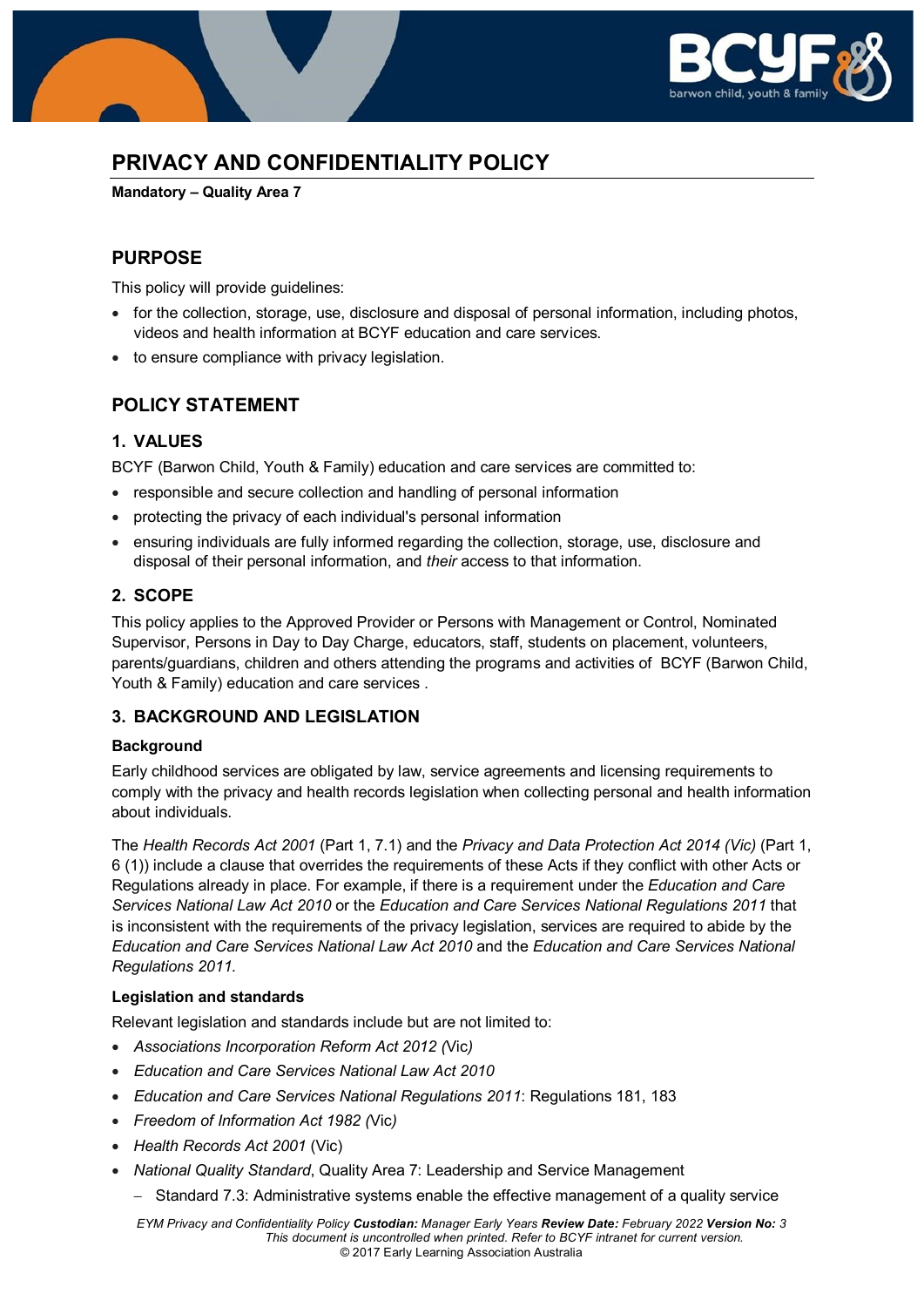# PRIVACY AND CONFIDENTIALITY POLICY

**Mandatory – Quality Area 7**

## PURPOSE

This policy will provide guidelines:

- for the collection, storage, use, disclosure and disposal of personal information, including photos, videos and health information at BCYF education and care services.
- to ensure compliance with privacy legislation.

## POLICY STATEMENT

### 1. VALUES

BCYF (Barwon Child, Youth & Family) education and care services are committed to:

- responsible and secure collection and handling of personal information
- protecting the privacy of each individual's personal information
- ensuring individuals are fully informed regarding the collection, storage, use, disclosure and disposal of their personal information, and *their* access to that information.

### 2. SCOPE

This policy applies to the Approved Provider or Persons with Management or Control, Nominated Supervisor, Persons in Day to Day Charge, educators, staff, students on placement, volunteers, parents/guardians, children and others attending the programs and activities of BCYF (Barwon Child, Youth & Family) education and care services .

### 3. BACKGROUND AND LEGISLATION

**Background**

Early childhood services are obligated by law, service agreements and licensing requirements to comply with the privacy and health records legislation when collecting personal and health information about individuals.

The *Health Records Act 2001* (Part 1, 7.1) and the *Privacy and Data Protection Act 2014 (Vic)* (Part 1, 6 (1)) include a clause that overrides the requirements of these Acts if they conflict with other Acts or Regulations already in place. For example, if there is a requirement under the *Education and Care Services National Law Act 2010* or the *Education and Care Services National Regulations 2011* that is inconsistent with the requirements of the privacy legislation, services are required to abide by the *Education and Care Services National Law Act 2010* and the *Education and Care Services National Regulations 2011.*

**Legislation and standards**

Relevant legislation and standards include but are not limited to:

- *Associations Incorporation Reform Act 2012 (*Vic*)*
- *Education and Care Services National Law Act 2010*
- *Education and Care Services National Regulations 2011*: Regulations 181, 183
- *Freedom of Information Act 1982 (*Vic*)*
- *Health Records Act 2001* (Vic)
- *National Quality Standard*, Quality Area 7: Leadership and Service Management
  - Standard 7.3: Administrative systems enable the effective management of a quality service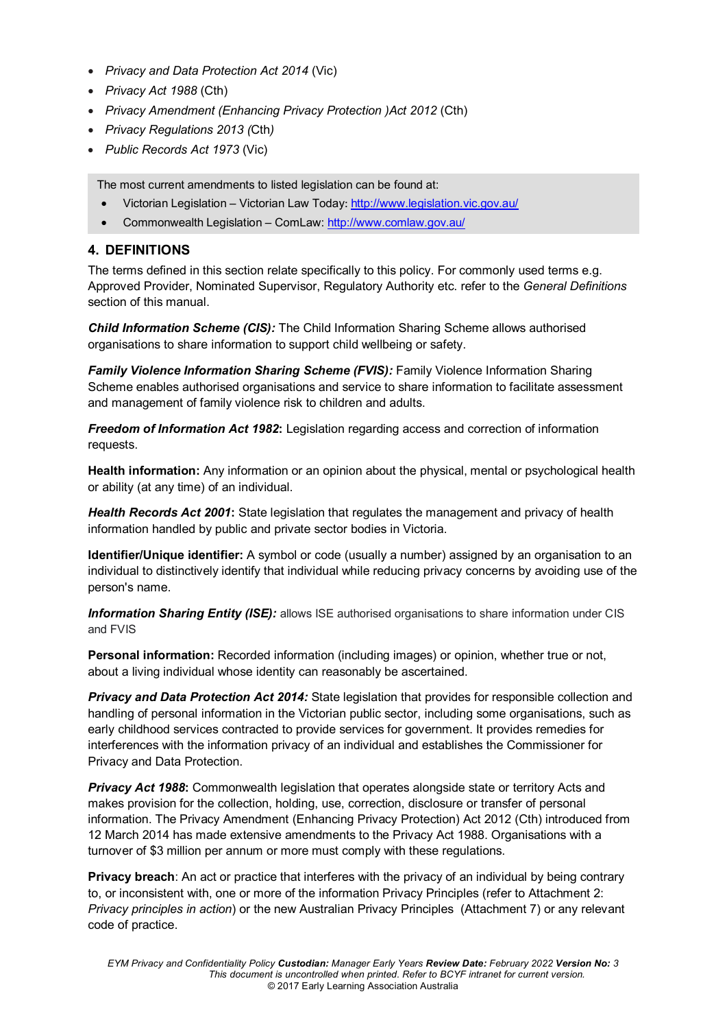- *Privacy and Data Protection Act 2014* (Vic)
- *Privacy Act 1988* (Cth)
- *Privacy Amendment (Enhancing Privacy Protection )Act 2012* (Cth)
- *Privacy Regulations 2013 (*Cth*)*
- *Public Records Act 1973* (Vic)

The most current amendments to listed legislation can be found at:

- Victorian Legislation – Victorian Law Today: http://www.legislation.vic.gov.au/
- Commonwealth Legislation – ComLaw: http://www.comlaw.gov.au/

## 4. DEFINITIONS

The terms defined in this section relate specifically to this policy. For commonly used terms e.g. Approved Provider, Nominated Supervisor, Regulatory Authority etc. refer to the *General Definitions* section of this manual.

***Child Information Scheme (CIS):*** The Child Information Sharing Scheme allows authorised organisations to share information to support child wellbeing or safety.

***Family Violence Information Sharing Scheme (FVIS):*** Family Violence Information Sharing Scheme enables authorised organisations and service to share information to facilitate assessment and management of family violence risk to children and adults.

***Freedom of Information Act 1982*:** Legislation regarding access and correction of information requests.

**Health information:** Any information or an opinion about the physical, mental or psychological health or ability (at any time) of an individual.

***Health Records Act 2001*:** State legislation that regulates the management and privacy of health information handled by public and private sector bodies in Victoria.

**Identifier/Unique identifier:** A symbol or code (usually a number) assigned by an organisation to an individual to distinctively identify that individual while reducing privacy concerns by avoiding use of the person's name.

***Information Sharing Entity (ISE):*** allows ISE authorised organisations to share information under CIS and FVIS

**Personal information:** Recorded information (including images) or opinion, whether true or not, about a living individual whose identity can reasonably be ascertained.

***Privacy and Data Protection Act 2014:*** State legislation that provides for responsible collection and handling of personal information in the Victorian public sector, including some organisations, such as early childhood services contracted to provide services for government. It provides remedies for interferences with the information privacy of an individual and establishes the Commissioner for Privacy and Data Protection.

***Privacy Act 1988*:** Commonwealth legislation that operates alongside state or territory Acts and makes provision for the collection, holding, use, correction, disclosure or transfer of personal information. The Privacy Amendment (Enhancing Privacy Protection) Act 2012 (Cth) introduced from 12 March 2014 has made extensive amendments to the Privacy Act 1988. Organisations with a turnover of $3 million per annum or more must comply with these regulations.

**Privacy breach**: An act or practice that interferes with the privacy of an individual by being contrary to, or inconsistent with, one or more of the information Privacy Principles (refer to Attachment 2: *Privacy principles in action*) or the new Australian Privacy Principles (Attachment 7) or any relevant code of practice.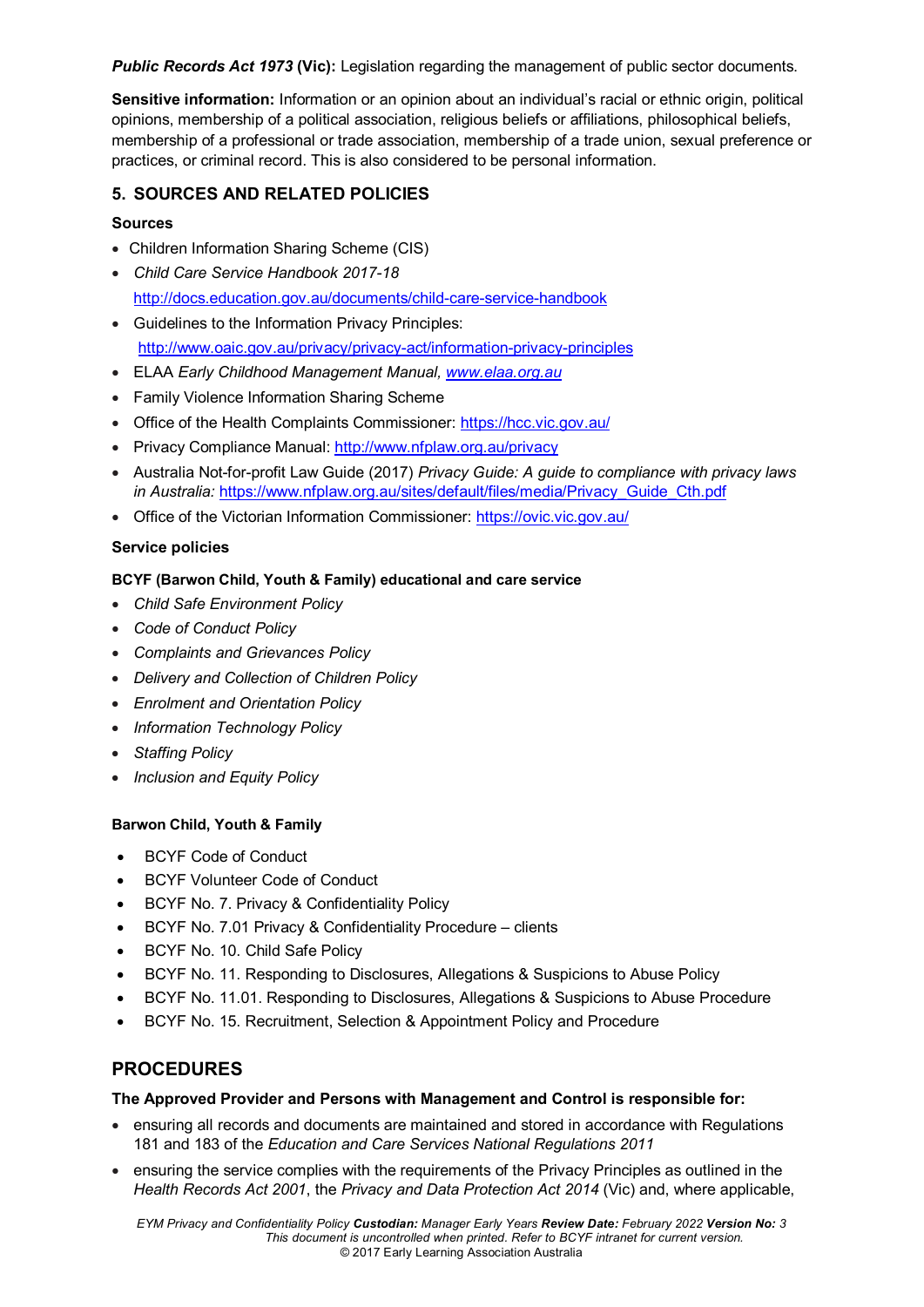***Public Records Act 1973* (Vic):** Legislation regarding the management of public sector documents.

**Sensitive information:** Information or an opinion about an individual's racial or ethnic origin, political opinions, membership of a political association, religious beliefs or affiliations, philosophical beliefs, membership of a professional or trade association, membership of a trade union, sexual preference or practices, or criminal record. This is also considered to be personal information.

## 5. SOURCES AND RELATED POLICIES

### Sources

- Children Information Sharing Scheme (CIS)
- *Child Care Service Handbook 2017-18* http://docs.education.gov.au/documents/child-care-service-handbook
- Guidelines to the Information Privacy Principles: http://www.oaic.gov.au/privacy/privacy-act/information-privacy-principles
- ELAA *Early Childhood Management Manual,* *www.elaa.org.au*
- Family Violence Information Sharing Scheme
- Office of the Health Complaints Commissioner: https://hcc.vic.gov.au/
- Privacy Compliance Manual: http://www.nfplaw.org.au/privacy
- Australia Not-for-profit Law Guide (2017) *Privacy Guide: A guide to compliance with privacy laws in Australia:* https://www.nfplaw.org.au/sites/default/files/media/Privacy_Guide_Cth.pdf
- Office of the Victorian Information Commissioner: https://ovic.vic.gov.au/

### Service policies

**BCYF (Barwon Child, Youth & Family) educational and care service**

- *Child Safe Environment Policy*
- *Code of Conduct Policy*
- *Complaints and Grievances Policy*
- *Delivery and Collection of Children Policy*
- *Enrolment and Orientation Policy*
- *Information Technology Policy*
- *Staffing Policy*
- *Inclusion and Equity Policy*

**Barwon Child, Youth & Family**

- BCYF Code of Conduct
- BCYF Volunteer Code of Conduct
- BCYF No. 7. Privacy & Confidentiality Policy
- BCYF No. 7.01 Privacy & Confidentiality Procedure – clients
- BCYF No. 10. Child Safe Policy
- BCYF No. 11. Responding to Disclosures, Allegations & Suspicions to Abuse Policy
- BCYF No. 11.01. Responding to Disclosures, Allegations & Suspicions to Abuse Procedure
- BCYF No. 15. Recruitment, Selection & Appointment Policy and Procedure

## PROCEDURES

**The Approved Provider and Persons with Management and Control is responsible for:**

- ensuring all records and documents are maintained and stored in accordance with Regulations 181 and 183 of the *Education and Care Services National Regulations 2011*
- ensuring the service complies with the requirements of the Privacy Principles as outlined in the *Health Records Act 2001*, the *Privacy and Data Protection Act 2014* (Vic) and, where applicable,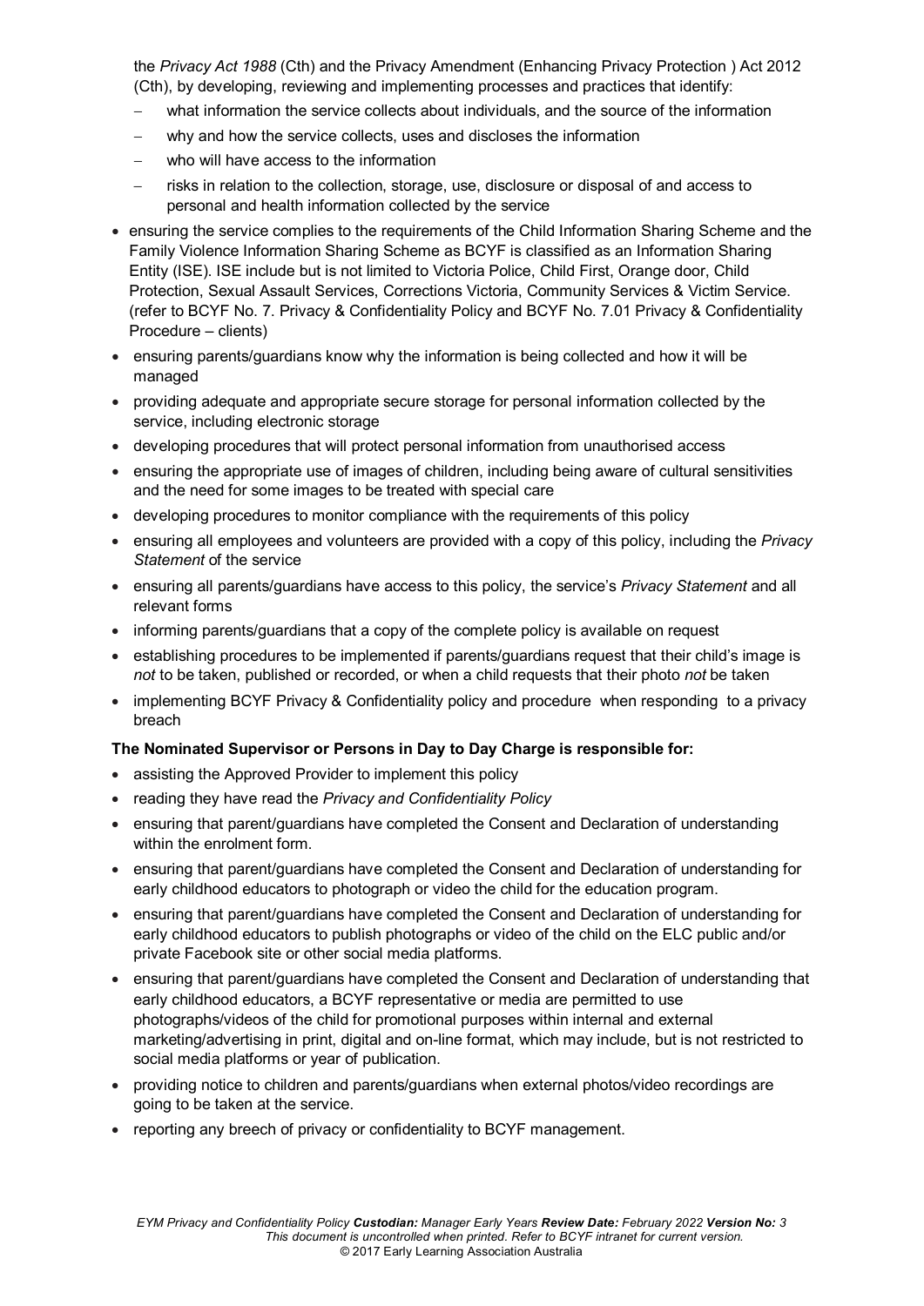the *Privacy Act 1988* (Cth) and the Privacy Amendment (Enhancing Privacy Protection ) Act 2012 (Cth), by developing, reviewing and implementing processes and practices that identify:

- what information the service collects about individuals, and the source of the information
- why and how the service collects, uses and discloses the information
- who will have access to the information
- risks in relation to the collection, storage, use, disclosure or disposal of and access to personal and health information collected by the service

- ensuring the service complies to the requirements of the Child Information Sharing Scheme and the Family Violence Information Sharing Scheme as BCYF is classified as an Information Sharing Entity (ISE). ISE include but is not limited to Victoria Police, Child First, Orange door, Child Protection, Sexual Assault Services, Corrections Victoria, Community Services & Victim Service. (refer to BCYF No. 7. Privacy & Confidentiality Policy and BCYF No. 7.01 Privacy & Confidentiality Procedure – clients)
- ensuring parents/guardians know why the information is being collected and how it will be managed
- providing adequate and appropriate secure storage for personal information collected by the service, including electronic storage
- developing procedures that will protect personal information from unauthorised access
- ensuring the appropriate use of images of children, including being aware of cultural sensitivities and the need for some images to be treated with special care
- developing procedures to monitor compliance with the requirements of this policy
- ensuring all employees and volunteers are provided with a copy of this policy, including the *Privacy Statement* of the service
- ensuring all parents/guardians have access to this policy, the service's *Privacy Statement* and all relevant forms
- informing parents/guardians that a copy of the complete policy is available on request
- establishing procedures to be implemented if parents/guardians request that their child's image is *not* to be taken, published or recorded, or when a child requests that their photo *not* be taken
- implementing BCYF Privacy & Confidentiality policy and procedure when responding to a privacy breach

**The Nominated Supervisor or Persons in Day to Day Charge is responsible for:**

- assisting the Approved Provider to implement this policy
- reading they have read the *Privacy and Confidentiality Policy*
- ensuring that parent/guardians have completed the Consent and Declaration of understanding within the enrolment form.
- ensuring that parent/guardians have completed the Consent and Declaration of understanding for early childhood educators to photograph or video the child for the education program.
- ensuring that parent/guardians have completed the Consent and Declaration of understanding for early childhood educators to publish photographs or video of the child on the ELC public and/or private Facebook site or other social media platforms.
- ensuring that parent/guardians have completed the Consent and Declaration of understanding that early childhood educators, a BCYF representative or media are permitted to use photographs/videos of the child for promotional purposes within internal and external marketing/advertising in print, digital and on-line format, which may include, but is not restricted to social media platforms or year of publication.
- providing notice to children and parents/guardians when external photos/video recordings are going to be taken at the service.
- reporting any breech of privacy or confidentiality to BCYF management.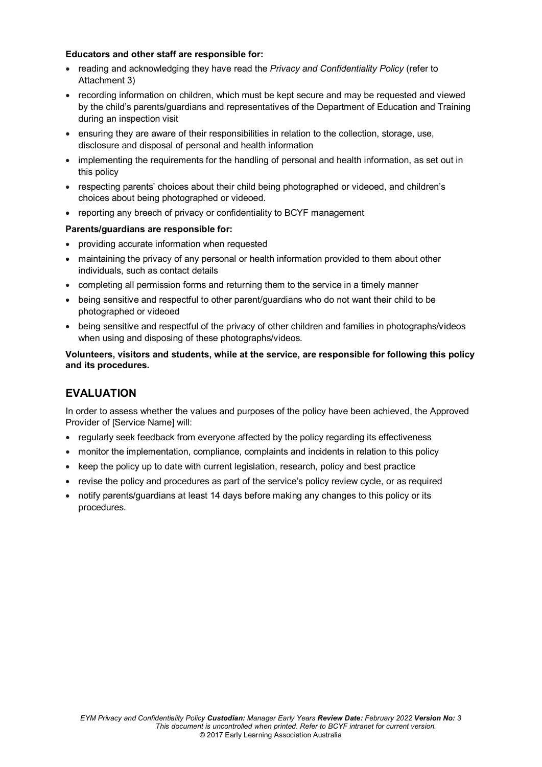**Educators and other staff are responsible for:**

- reading and acknowledging they have read the *Privacy and Confidentiality Policy* (refer to Attachment 3)
- recording information on children, which must be kept secure and may be requested and viewed by the child's parents/guardians and representatives of the Department of Education and Training during an inspection visit
- ensuring they are aware of their responsibilities in relation to the collection, storage, use, disclosure and disposal of personal and health information
- implementing the requirements for the handling of personal and health information, as set out in this policy
- respecting parents' choices about their child being photographed or videoed, and children's choices about being photographed or videoed.
- reporting any breech of privacy or confidentiality to BCYF management

**Parents/guardians are responsible for:**

- providing accurate information when requested
- maintaining the privacy of any personal or health information provided to them about other individuals, such as contact details
- completing all permission forms and returning them to the service in a timely manner
- being sensitive and respectful to other parent/guardians who do not want their child to be photographed or videoed
- being sensitive and respectful of the privacy of other children and families in photographs/videos when using and disposing of these photographs/videos.

**Volunteers, visitors and students, while at the service, are responsible for following this policy and its procedures.**

## EVALUATION

In order to assess whether the values and purposes of the policy have been achieved, the Approved Provider of [Service Name] will:

- regularly seek feedback from everyone affected by the policy regarding its effectiveness
- monitor the implementation, compliance, complaints and incidents in relation to this policy
- keep the policy up to date with current legislation, research, policy and best practice
- revise the policy and procedures as part of the service's policy review cycle, or as required
- notify parents/guardians at least 14 days before making any changes to this policy or its procedures.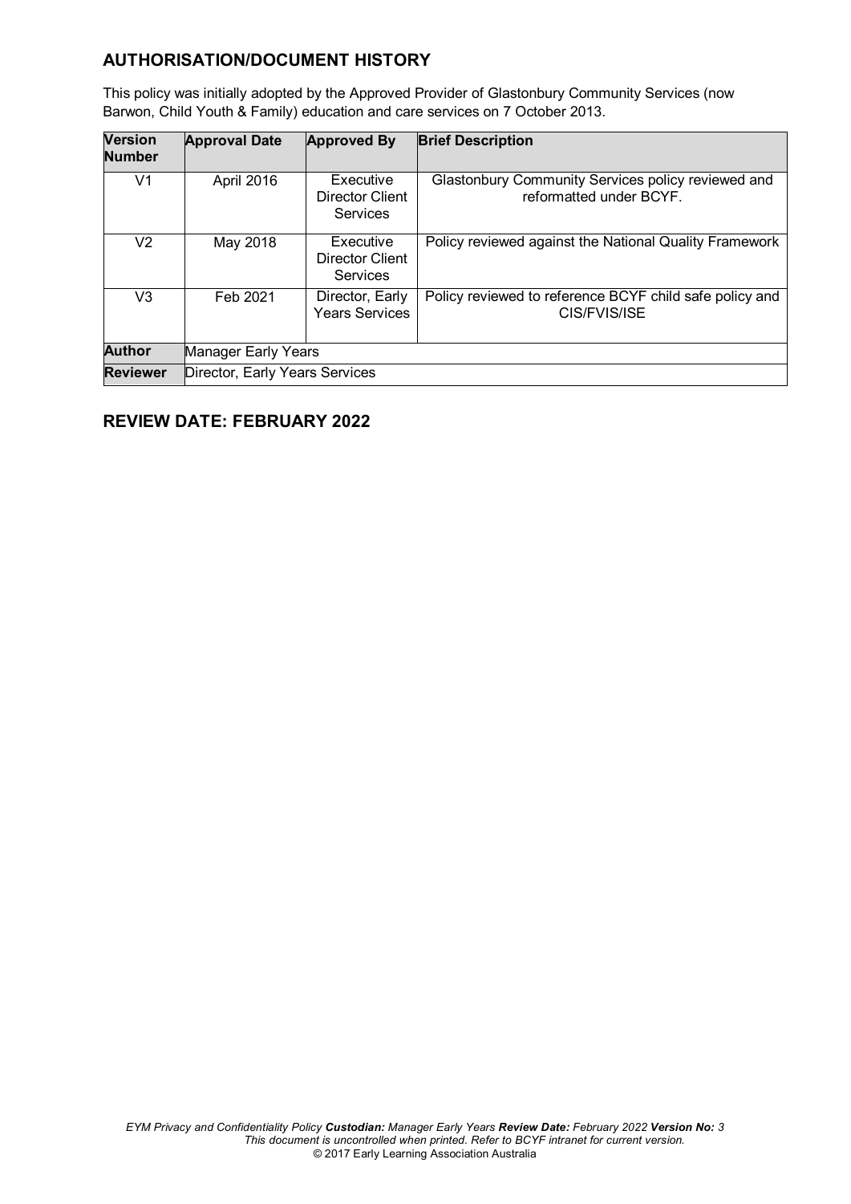## AUTHORISATION/DOCUMENT HISTORY

This policy was initially adopted by the Approved Provider of Glastonbury Community Services (now Barwon, Child Youth & Family) education and care services on 7 October 2013.

| Version Number | Approval Date | Approved By | Brief Description |
|---|---|---|---|
| V1 | April 2016 | Executive Director Client Services | Glastonbury Community Services policy reviewed and reformatted under BCYF. |
| V2 | May 2018 | Executive Director Client Services | Policy reviewed against the National Quality Framework |
| V3 | Feb 2021 | Director, Early Years Services | Policy reviewed to reference BCYF child safe policy and CIS/FVIS/ISE |
| **Author** | Manager Early Years | | |
| **Reviewer** | Director, Early Years Services | | |

## REVIEW DATE: FEBRUARY 2022